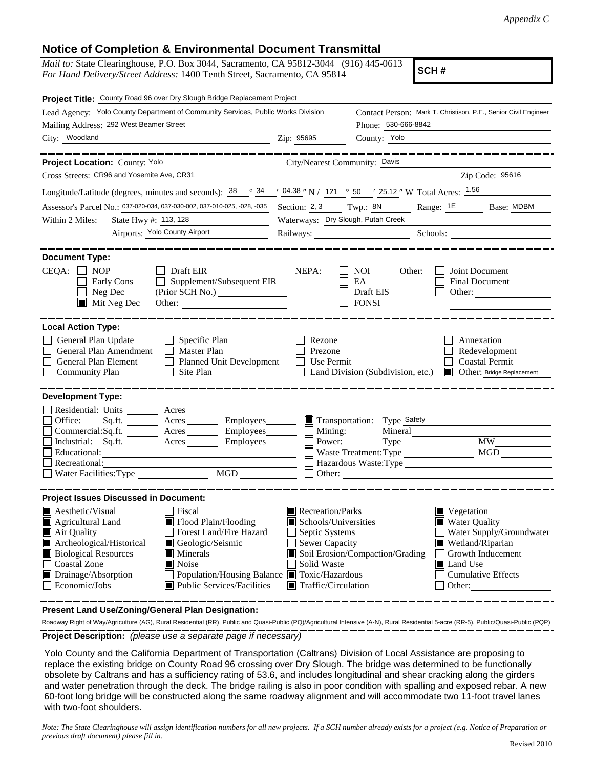*Appendix C*

## Notice of Completion & Environmental Document Transmittal

*Mail to:* State Clearinghouse, P.O. Box 3044, Sacramento, CA 95812-3044 (916) 445-0613
*For Hand Delivery/Street Address:* 1400 Tenth Street, Sacramento, CA 95814

**SCH #**

**Project Title:** County Road 96 over Dry Slough Bridge Replacement Project

Lead Agency: Yolo County Department of Community Services, Public Works Division
Contact Person: Mark T. Christison, P.E., Senior Civil Engineer
Mailing Address: 292 West Beamer Street
Phone: 530-666-8842
City: Woodland  Zip: 95695  County: Yolo

**Project Location:** County: Yolo  City/Nearest Community: Davis
Cross Streets: CR96 and Yosemite Ave, CR31  Zip Code: 95616
Longitude/Latitude (degrees, minutes and seconds): 38 ° 34 ′ 04.38 ″ N / 121 ° 50 ′ 25.12 ″ W Total Acres: 1.56
Assessor's Parcel No.: 037-020-034, 037-030-002, 037-010-025, -028, -035  Section: 2, 3  Twp.: 8N  Range: 1E  Base: MDBM
Within 2 Miles: State Hwy #: 113, 128  Waterways: Dry Slough, Putah Creek
Airports: Yolo County Airport  Railways:  Schools:

**Document Type:**

CEQA: ☐ NOP ☐ Early Cons ☐ Neg Dec ☒ Mit Neg Dec ☐ Draft EIR ☐ Supplement/Subsequent EIR (Prior SCH No.) Other:
NEPA: ☐ NOI ☐ EA ☐ Draft EIS ☐ FONSI
Other: ☐ Joint Document ☐ Final Document ☐ Other:

**Local Action Type:**

☐ General Plan Update ☐ General Plan Amendment ☐ General Plan Element ☐ Community Plan ☐ Specific Plan ☐ Master Plan ☐ Planned Unit Development ☐ Site Plan ☐ Rezone ☐ Prezone ☐ Use Permit ☐ Land Division (Subdivision, etc.) ☐ Annexation ☐ Redevelopment ☐ Coastal Permit ☒ Other: Bridge Replacement

**Development Type:**

☐ Residential: Units ___ Acres ___
☐ Office: Sq.ft. ___ Acres ___ Employees ___
☐ Commercial: Sq.ft. ___ Acres ___ Employees ___
☐ Industrial: Sq.ft. ___ Acres ___ Employees ___
☐ Educational:
☐ Recreational:
☐ Water Facilities: Type ___ MGD ___
☒ Transportation: Type Safety
☐ Mining: Mineral
☐ Power: Type ___ MW
☐ Waste Treatment: Type ___ MGD
☐ Hazardous Waste: Type
☐ Other:

**Project Issues Discussed in Document:**

☒ Aesthetic/Visual
☒ Agricultural Land
☒ Air Quality
☒ Archeological/Historical
☒ Biological Resources
☐ Coastal Zone
☒ Drainage/Absorption
☐ Economic/Jobs
☐ Fiscal
☒ Flood Plain/Flooding
☐ Forest Land/Fire Hazard
☒ Geologic/Seismic
☒ Minerals
☒ Noise
☐ Population/Housing Balance
☒ Public Services/Facilities
☒ Recreation/Parks
☒ Schools/Universities
☐ Septic Systems
☐ Sewer Capacity
☒ Soil Erosion/Compaction/Grading
☐ Solid Waste
☒ Toxic/Hazardous
☒ Traffic/Circulation
☒ Vegetation
☒ Water Quality
☐ Water Supply/Groundwater
☒ Wetland/Riparian
☐ Growth Inducement
☒ Land Use
☐ Cumulative Effects
☐ Other:

**Present Land Use/Zoning/General Plan Designation:**

Roadway Right of Way/Agriculture (AG), Rural Residential (RR), Public and Quasi-Public (PQ)/Agricultural Intensive (A-N), Rural Residential 5-acre (RR-5), Public/Quasi-Public (PQP)

**Project Description:** *(please use a separate page if necessary)*

Yolo County and the California Department of Transportation (Caltrans) Division of Local Assistance are proposing to replace the existing bridge on County Road 96 crossing over Dry Slough. The bridge was determined to be functionally obsolete by Caltrans and has a sufficiency rating of 53.6, and includes longitudinal and shear cracking along the girders and water penetration through the deck. The bridge railing is also in poor condition with spalling and exposed rebar. A new 60-foot long bridge will be constructed along the same roadway alignment and will accommodate two 11-foot travel lanes with two-foot shoulders.

*Note: The State Clearinghouse will assign identification numbers for all new projects. If a SCH number already exists for a project (e.g. Notice of Preparation or previous draft document) please fill in.*

Revised 2010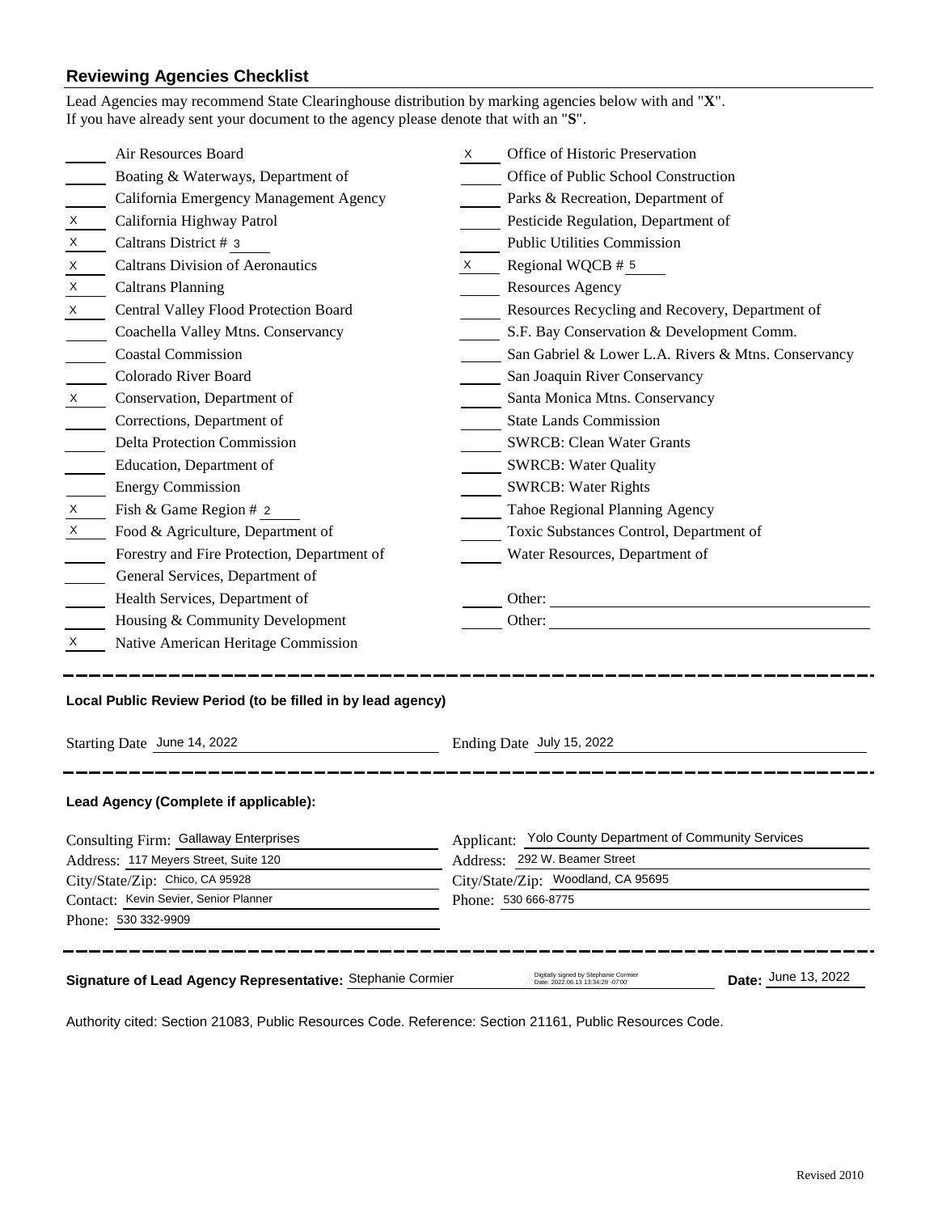## Reviewing Agencies Checklist

Lead Agencies may recommend State Clearinghouse distribution by marking agencies below with and "**X**".
If you have already sent your document to the agency please denote that with an "**S**".

| | | | |
|---|---|---|---|
| | Air Resources Board | X | Office of Historic Preservation |
| | Boating & Waterways, Department of | | Office of Public School Construction |
| | California Emergency Management Agency | | Parks & Recreation, Department of |
| X | California Highway Patrol | | Pesticide Regulation, Department of |
| X | Caltrans District # 3 | | Public Utilities Commission |
| X | Caltrans Division of Aeronautics | X | Regional WQCB # 5 |
| X | Caltrans Planning | | Resources Agency |
| X | Central Valley Flood Protection Board | | Resources Recycling and Recovery, Department of |
| | Coachella Valley Mtns. Conservancy | | S.F. Bay Conservation & Development Comm. |
| | Coastal Commission | | San Gabriel & Lower L.A. Rivers & Mtns. Conservancy |
| | Colorado River Board | | San Joaquin River Conservancy |
| X | Conservation, Department of | | Santa Monica Mtns. Conservancy |
| | Corrections, Department of | | State Lands Commission |
| | Delta Protection Commission | | SWRCB: Clean Water Grants |
| | Education, Department of | | SWRCB: Water Quality |
| | Energy Commission | | SWRCB: Water Rights |
| X | Fish & Game Region # 2 | | Tahoe Regional Planning Agency |
| X | Food & Agriculture, Department of | | Toxic Substances Control, Department of |
| | Forestry and Fire Protection, Department of | | Water Resources, Department of |
| | General Services, Department of | | |
| | Health Services, Department of | | Other: |
| | Housing & Community Development | | Other: |
| X | Native American Heritage Commission | | |

---

**Local Public Review Period (to be filled in by lead agency)**

Starting Date June 14, 2022 | Ending Date July 15, 2022

---

**Lead Agency (Complete if applicable):**

Consulting Firm: Gallaway Enterprises
Address: 117 Meyers Street, Suite 120
City/State/Zip: Chico, CA 95928
Contact: Kevin Sevier, Senior Planner
Phone: 530 332-9909

Applicant: Yolo County Department of Community Services
Address: 292 W. Beamer Street
City/State/Zip: Woodland, CA 95695
Phone: 530 666-8775

---

**Signature of Lead Agency Representative:** Stephanie Cormier (Digitally signed by Stephanie Cormier Date: 2022.06.13 13:34:29 -07'00') **Date:** June 13, 2022

Authority cited: Section 21083, Public Resources Code. Reference: Section 21161, Public Resources Code.

Revised 2010